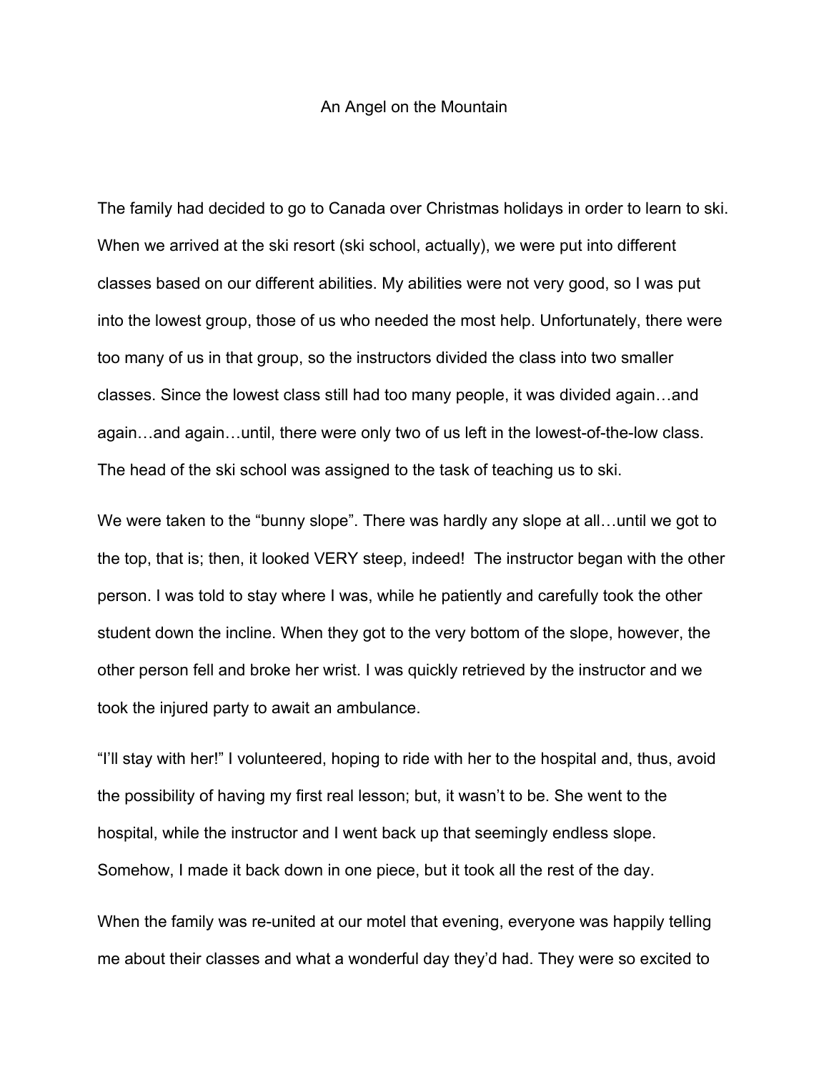# An Angel on the Mountain

The family had decided to go to Canada over Christmas holidays in order to learn to ski. When we arrived at the ski resort (ski school, actually), we were put into different classes based on our different abilities. My abilities were not very good, so I was put into the lowest group, those of us who needed the most help. Unfortunately, there were too many of us in that group, so the instructors divided the class into two smaller classes. Since the lowest class still had too many people, it was divided again…and again…and again…until, there were only two of us left in the lowest-of-the-low class. The head of the ski school was assigned to the task of teaching us to ski.

We were taken to the "bunny slope". There was hardly any slope at all…until we got to the top, that is; then, it looked VERY steep, indeed! The instructor began with the other person. I was told to stay where I was, while he patiently and carefully took the other student down the incline. When they got to the very bottom of the slope, however, the other person fell and broke her wrist. I was quickly retrieved by the instructor and we took the injured party to await an ambulance.

"I'll stay with her!" I volunteered, hoping to ride with her to the hospital and, thus, avoid the possibility of having my first real lesson; but, it wasn't to be. She went to the hospital, while the instructor and I went back up that seemingly endless slope. Somehow, I made it back down in one piece, but it took all the rest of the day.

When the family was re-united at our motel that evening, everyone was happily telling me about their classes and what a wonderful day they'd had. They were so excited to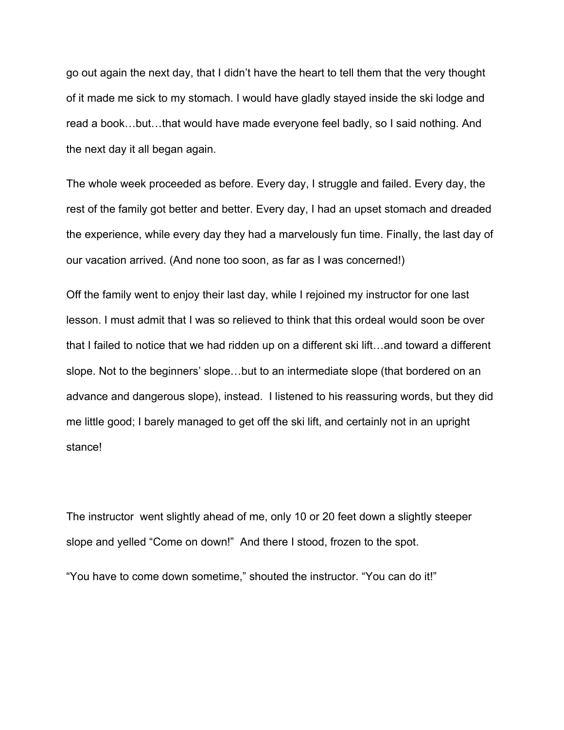go out again the next day, that I didn't have the heart to tell them that the very thought of it made me sick to my stomach. I would have gladly stayed inside the ski lodge and read a book…but…that would have made everyone feel badly, so I said nothing. And the next day it all began again.

The whole week proceeded as before. Every day, I struggle and failed. Every day, the rest of the family got better and better. Every day, I had an upset stomach and dreaded the experience, while every day they had a marvelously fun time. Finally, the last day of our vacation arrived. (And none too soon, as far as I was concerned!)

Off the family went to enjoy their last day, while I rejoined my instructor for one last lesson. I must admit that I was so relieved to think that this ordeal would soon be over that I failed to notice that we had ridden up on a different ski lift…and toward a different slope. Not to the beginners' slope…but to an intermediate slope (that bordered on an advance and dangerous slope), instead. I listened to his reassuring words, but they did me little good; I barely managed to get off the ski lift, and certainly not in an upright stance!

The instructor went slightly ahead of me, only 10 or 20 feet down a slightly steeper slope and yelled "Come on down!" And there I stood, frozen to the spot.

"You have to come down sometime," shouted the instructor. "You can do it!"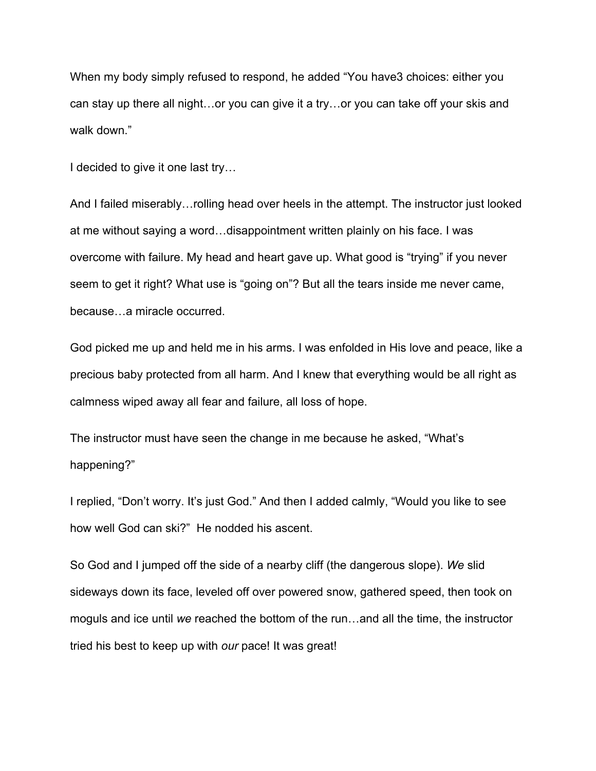When my body simply refused to respond, he added “You have3 choices: either you can stay up there all night…or you can give it a try…or you can take off your skis and walk down.”

I decided to give it one last try…

And I failed miserably…rolling head over heels in the attempt. The instructor just looked at me without saying a word…disappointment written plainly on his face. I was overcome with failure. My head and heart gave up. What good is “trying” if you never seem to get it right? What use is “going on”? But all the tears inside me never came, because…a miracle occurred.

God picked me up and held me in his arms. I was enfolded in His love and peace, like a precious baby protected from all harm. And I knew that everything would be all right as calmness wiped away all fear and failure, all loss of hope.

The instructor must have seen the change in me because he asked, “What’s happening?”

I replied, “Don’t worry. It’s just God.” And then I added calmly, “Would you like to see how well God can ski?”  He nodded his ascent.

So God and I jumped off the side of a nearby cliff (the dangerous slope). *We* slid sideways down its face, leveled off over powered snow, gathered speed, then took on moguls and ice until *we* reached the bottom of the run…and all the time, the instructor tried his best to keep up with *our* pace! It was great!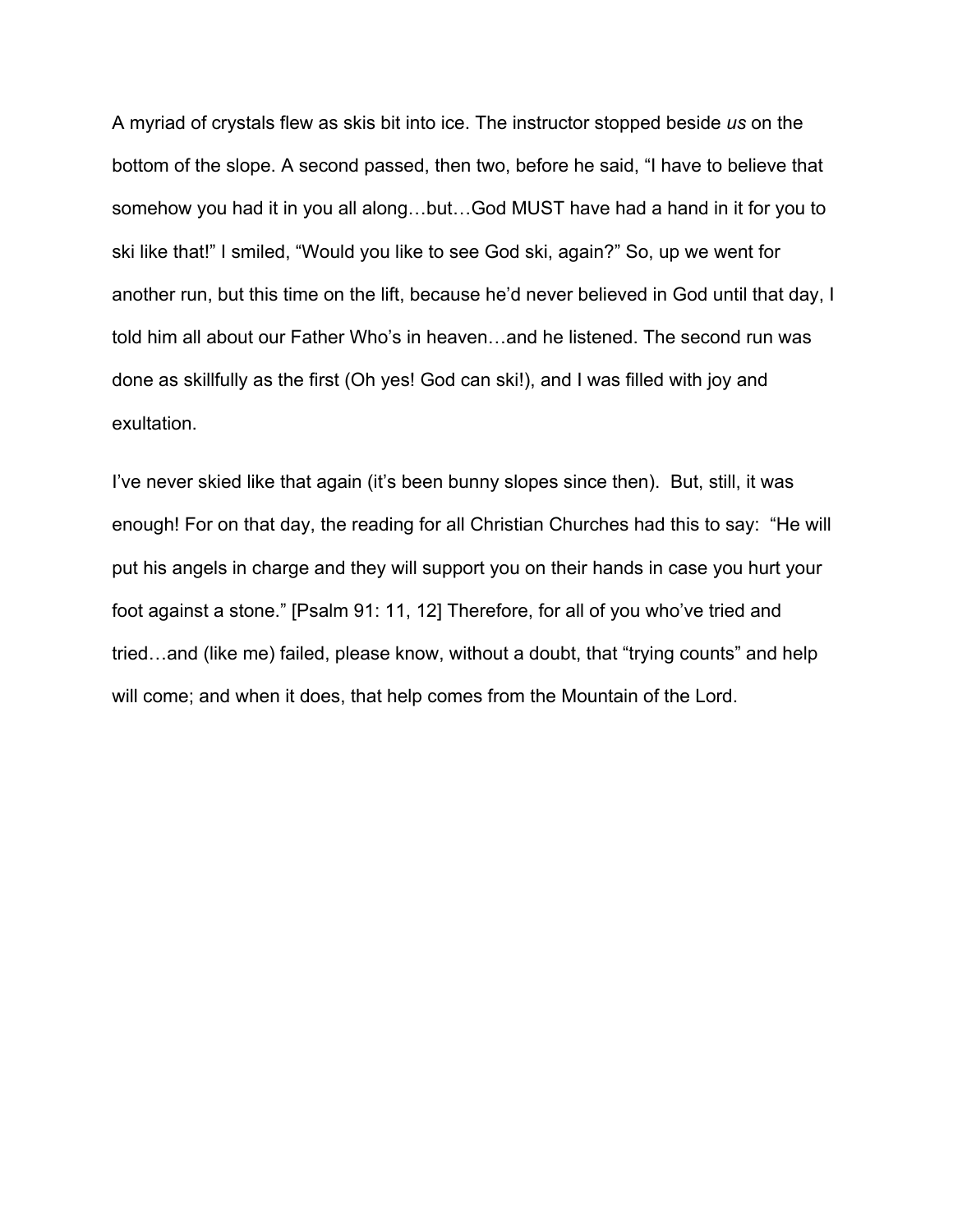A myriad of crystals flew as skis bit into ice. The instructor stopped beside *us* on the bottom of the slope. A second passed, then two, before he said, “I have to believe that somehow you had it in you all along…but…God MUST have had a hand in it for you to ski like that!” I smiled, “Would you like to see God ski, again?” So, up we went for another run, but this time on the lift, because he’d never believed in God until that day, I told him all about our Father Who’s in heaven…and he listened. The second run was done as skillfully as the first (Oh yes! God can ski!), and I was filled with joy and exultation.

I’ve never skied like that again (it’s been bunny slopes since then). But, still, it was enough! For on that day, the reading for all Christian Churches had this to say: “He will put his angels in charge and they will support you on their hands in case you hurt your foot against a stone.” [Psalm 91: 11, 12] Therefore, for all of you who’ve tried and tried…and (like me) failed, please know, without a doubt, that “trying counts” and help will come; and when it does, that help comes from the Mountain of the Lord.